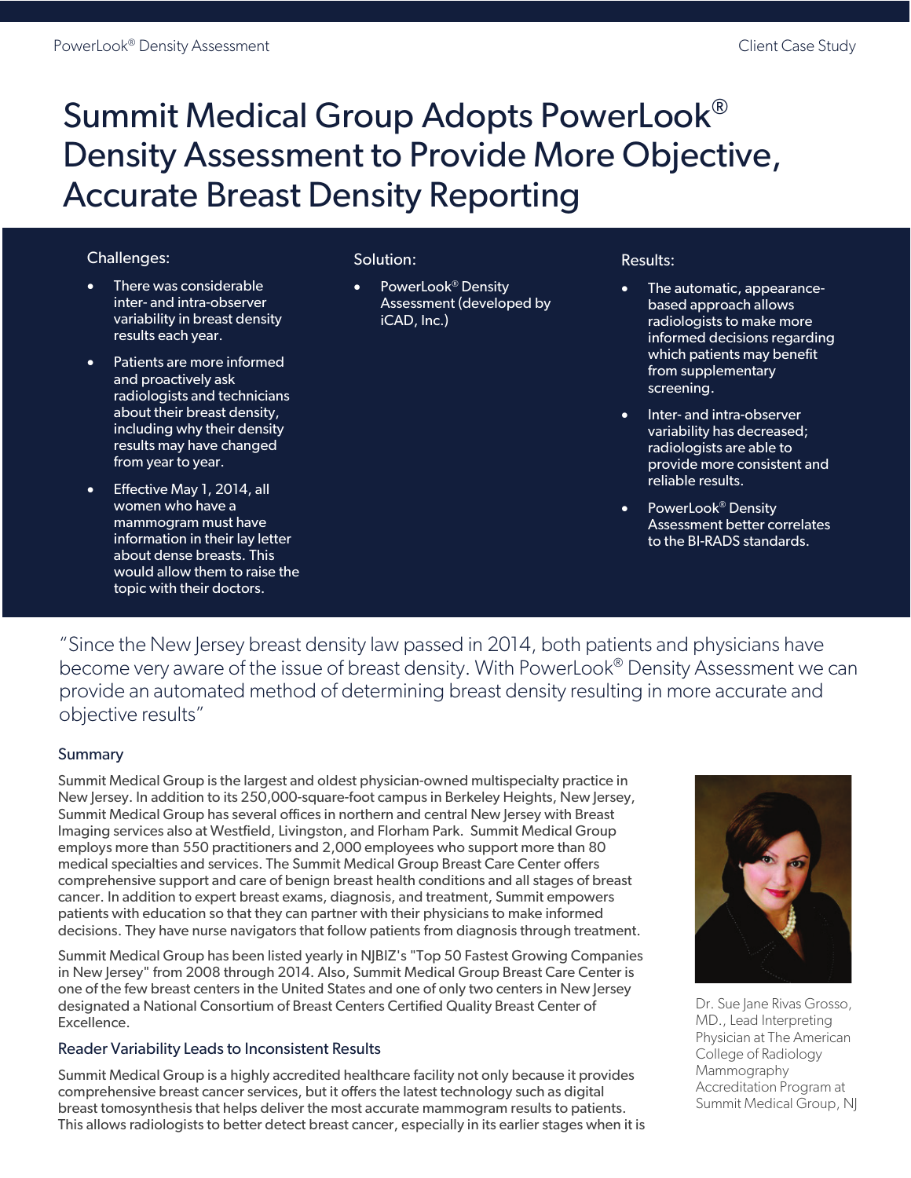# Summit Medical Group Adopts PowerLook® Density Assessment to Provide More Objective, Accurate Breast Density Reporting

**Challenges:**

- There was considerable inter- and intra-observer variability in breast density results each year.
- Patients are more informed and proactively ask radiologists and technicians about their breast density, including why their density results may have changed from year to year.
- Effective May 1, 2014, all women who have a mammogram must have information in their lay letter about dense breasts. This would allow them to raise the topic with their doctors.

**Solution:**

- PowerLook® Density Assessment (developed by iCAD, Inc.)

**Results:**

- The automatic, appearance-based approach allows radiologists to make more informed decisions regarding which patients may benefit from supplementary screening.
- Inter- and intra-observer variability has decreased; radiologists are able to provide more consistent and reliable results.
- PowerLook® Density Assessment better correlates to the BI-RADS standards.

"Since the New Jersey breast density law passed in 2014, both patients and physicians have become very aware of the issue of breast density. With PowerLook® Density Assessment we can provide an automated method of determining breast density resulting in more accurate and objective results"

Dr. Sue Jane Rivas Grosso, MD., Lead Interpreting Physician at The American College of Radiology Mammography Accreditation Program at Summit Medical Group, NJ

## Summary

Summit Medical Group is the largest and oldest physician-owned multispecialty practice in New Jersey. In addition to its 250,000-square-foot campus in Berkeley Heights, New Jersey, Summit Medical Group has several offices in northern and central New Jersey with Breast Imaging services also at Westfield, Livingston, and Florham Park. Summit Medical Group employs more than 550 practitioners and 2,000 employees who support more than 80 medical specialties and services. The Summit Medical Group Breast Care Center offers comprehensive support and care of benign breast health conditions and all stages of breast cancer. In addition to expert breast exams, diagnosis, and treatment, Summit empowers patients with education so that they can partner with their physicians to make informed decisions. They have nurse navigators that follow patients from diagnosis through treatment.

Summit Medical Group has been listed yearly in NJBIZ's "Top 50 Fastest Growing Companies in New Jersey" from 2008 through 2014. Also, Summit Medical Group Breast Care Center is one of the few breast centers in the United States and one of only two centers in New Jersey designated a National Consortium of Breast Centers Certified Quality Breast Center of Excellence.

## Reader Variability Leads to Inconsistent Results

Summit Medical Group is a highly accredited healthcare facility not only because it provides comprehensive breast cancer services, but it offers the latest technology such as digital breast tomosynthesis that helps deliver the most accurate mammogram results to patients. This allows radiologists to better detect breast cancer, especially in its earlier stages when it is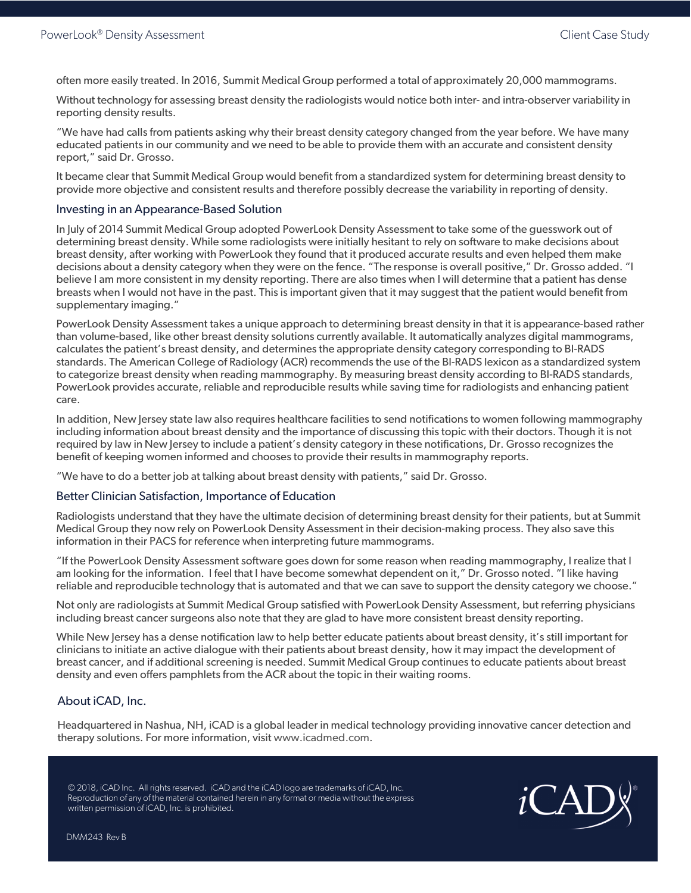often more easily treated. In 2016, Summit Medical Group performed a total of approximately 20,000 mammograms.

Without technology for assessing breast density the radiologists would notice both inter- and intra-observer variability in reporting density results.

"We have had calls from patients asking why their breast density category changed from the year before. We have many educated patients in our community and we need to be able to provide them with an accurate and consistent density report," said Dr. Grosso.

It became clear that Summit Medical Group would benefit from a standardized system for determining breast density to provide more objective and consistent results and therefore possibly decrease the variability in reporting of density.

## Investing in an Appearance-Based Solution

In July of 2014 Summit Medical Group adopted PowerLook Density Assessment to take some of the guesswork out of determining breast density. While some radiologists were initially hesitant to rely on software to make decisions about breast density, after working with PowerLook they found that it produced accurate results and even helped them make decisions about a density category when they were on the fence. "The response is overall positive," Dr. Grosso added. "I believe I am more consistent in my density reporting. There are also times when I will determine that a patient has dense breasts when I would not have in the past. This is important given that it may suggest that the patient would benefit from supplementary imaging."

PowerLook Density Assessment takes a unique approach to determining breast density in that it is appearance-based rather than volume-based, like other breast density solutions currently available. It automatically analyzes digital mammograms, calculates the patient's breast density, and determines the appropriate density category corresponding to BI-RADS standards. The American College of Radiology (ACR) recommends the use of the BI-RADS lexicon as a standardized system to categorize breast density when reading mammography. By measuring breast density according to BI-RADS standards, PowerLook provides accurate, reliable and reproducible results while saving time for radiologists and enhancing patient care.

In addition, New Jersey state law also requires healthcare facilities to send notifications to women following mammography including information about breast density and the importance of discussing this topic with their doctors. Though it is not required by law in New Jersey to include a patient's density category in these notifications, Dr. Grosso recognizes the benefit of keeping women informed and chooses to provide their results in mammography reports.

"We have to do a better job at talking about breast density with patients," said Dr. Grosso.

## Better Clinician Satisfaction, Importance of Education

Radiologists understand that they have the ultimate decision of determining breast density for their patients, but at Summit Medical Group they now rely on PowerLook Density Assessment in their decision-making process. They also save this information in their PACS for reference when interpreting future mammograms.

"If the PowerLook Density Assessment software goes down for some reason when reading mammography, I realize that I am looking for the information. I feel that I have become somewhat dependent on it," Dr. Grosso noted. "I like having reliable and reproducible technology that is automated and that we can save to support the density category we choose."

Not only are radiologists at Summit Medical Group satisfied with PowerLook Density Assessment, but referring physicians including breast cancer surgeons also note that they are glad to have more consistent breast density reporting.

While New Jersey has a dense notification law to help better educate patients about breast density, it's still important for clinicians to initiate an active dialogue with their patients about breast density, how it may impact the development of breast cancer, and if additional screening is needed. Summit Medical Group continues to educate patients about breast density and even offers pamphlets from the ACR about the topic in their waiting rooms.

## About iCAD, Inc.

Headquartered in Nashua, NH, iCAD is a global leader in medical technology providing innovative cancer detection and therapy solutions. For more information, visit www.icadmed.com.

© 2018, iCAD Inc. All rights reserved. iCAD and the iCAD logo are trademarks of iCAD, Inc. Reproduction of any of the material contained herein in any format or media without the express written permission of iCAD, Inc. is prohibited.

DMM243 Rev B